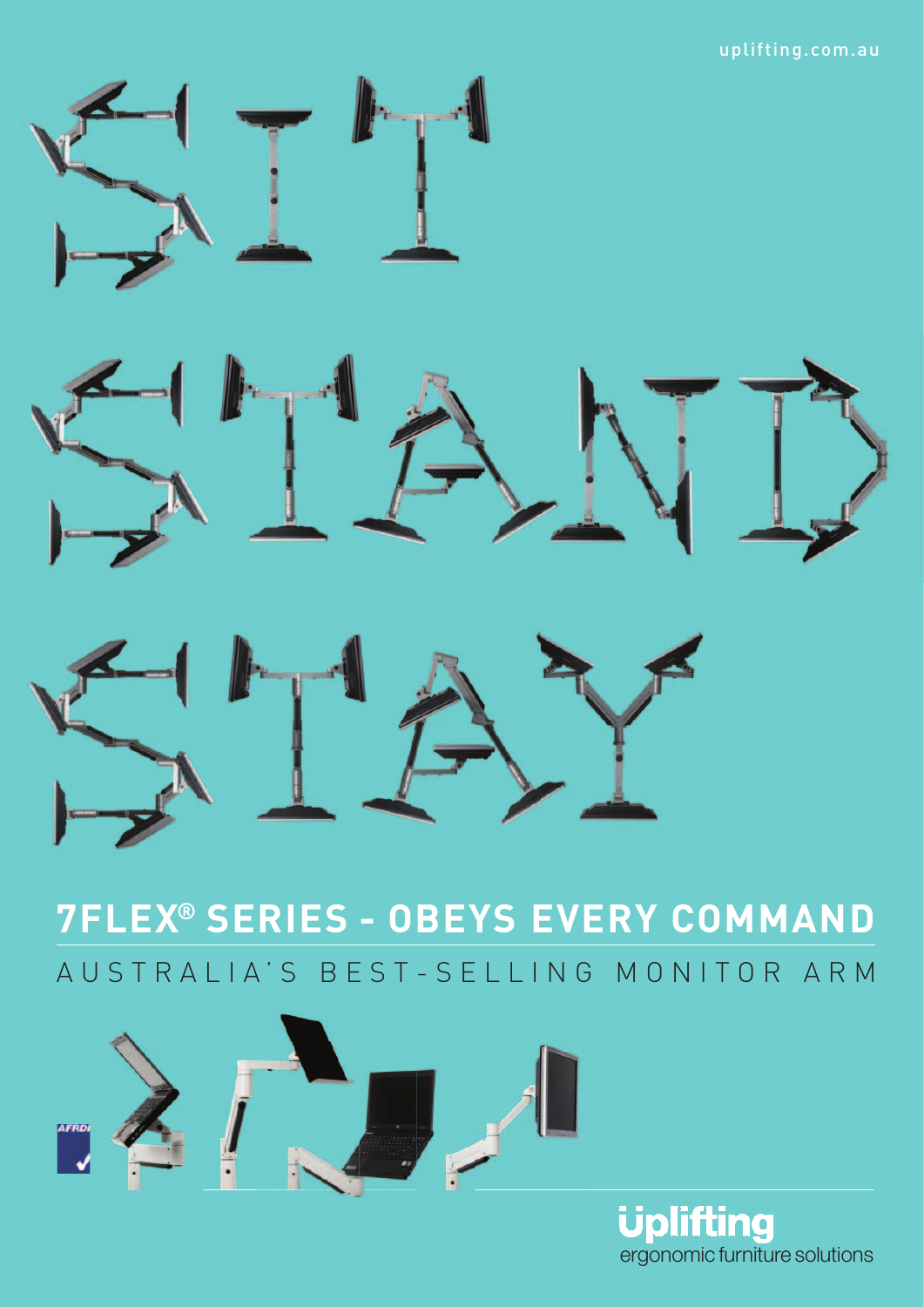uplifting.com.au

# SIT STAND STAY

## 7FLEX® SERIES - OBEYS EVERY COMMAND

AUSTRALIA'S BEST-SELLING MONITOR ARM

AFRDI

**uplifting**
ergonomic furniture solutions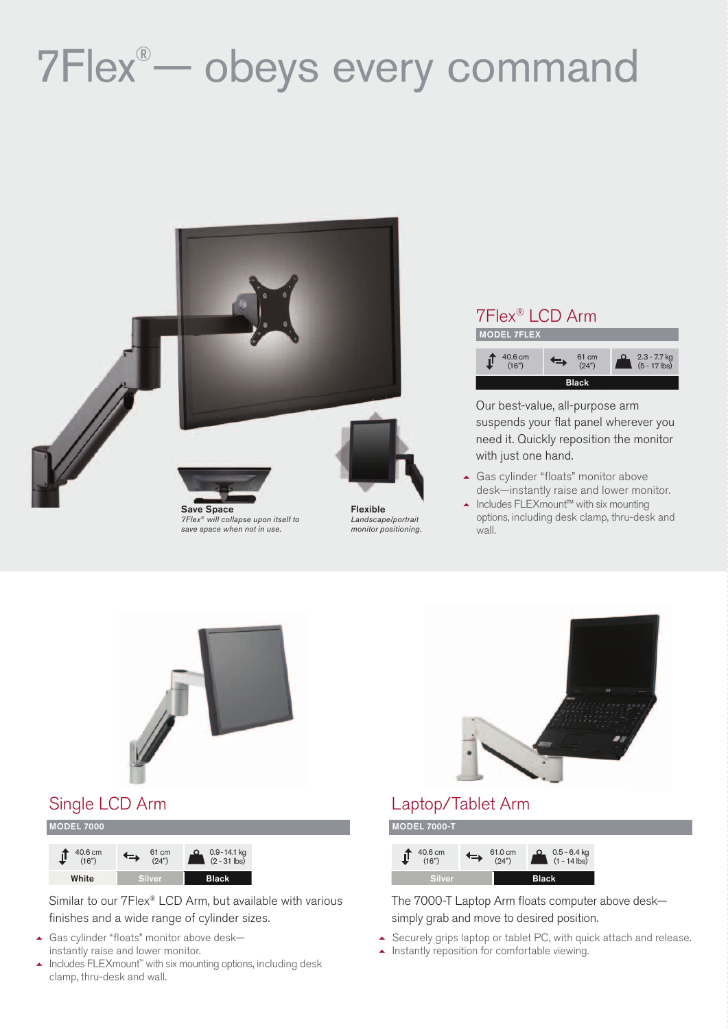# 7Flex® — obeys every command

**Save Space**
*7Flex® will collapse upon itself to save space when not in use.*

**Flexible**
*Landscape/portrait monitor positioning.*

## 7Flex® LCD Arm

**MODEL 7FLEX**

| Height | Reach | Weight |
|---|---|---|
| 40.6 cm (16") | 61 cm (24") | 2.3 - 7.7 kg (5 - 17 lbs) |

Colors: Black

Our best-value, all-purpose arm suspends your flat panel wherever you need it. Quickly reposition the monitor with just one hand.

- Gas cylinder "floats" monitor above desk—instantly raise and lower monitor.
- Includes FLEXmount™ with six mounting options, including desk clamp, thru-desk and wall.

## Single LCD Arm

**MODEL 7000**

| Height | Reach | Weight |
|---|---|---|
| 40.6 cm (16") | 61 cm (24") | 0.9 - 14.1 kg (2 - 31 lbs) |

Colors: White, Silver, Black

Similar to our 7Flex® LCD Arm, but available with various finishes and a wide range of cylinder sizes.

- Gas cylinder "floats" monitor above desk—instantly raise and lower monitor.
- Includes FLEXmount™ with six mounting options, including desk clamp, thru-desk and wall.

## Laptop/Tablet Arm

**MODEL 7000-T**

| Height | Reach | Weight |
|---|---|---|
| 40.6 cm (16") | 61.0 cm (24") | 0.5 - 6.4 kg (1 - 14 lbs) |

Colors: Silver, Black

The 7000-T Laptop Arm floats computer above desk—simply grab and move to desired position.

- Securely grips laptop or tablet PC, with quick attach and release.
- Instantly reposition for comfortable viewing.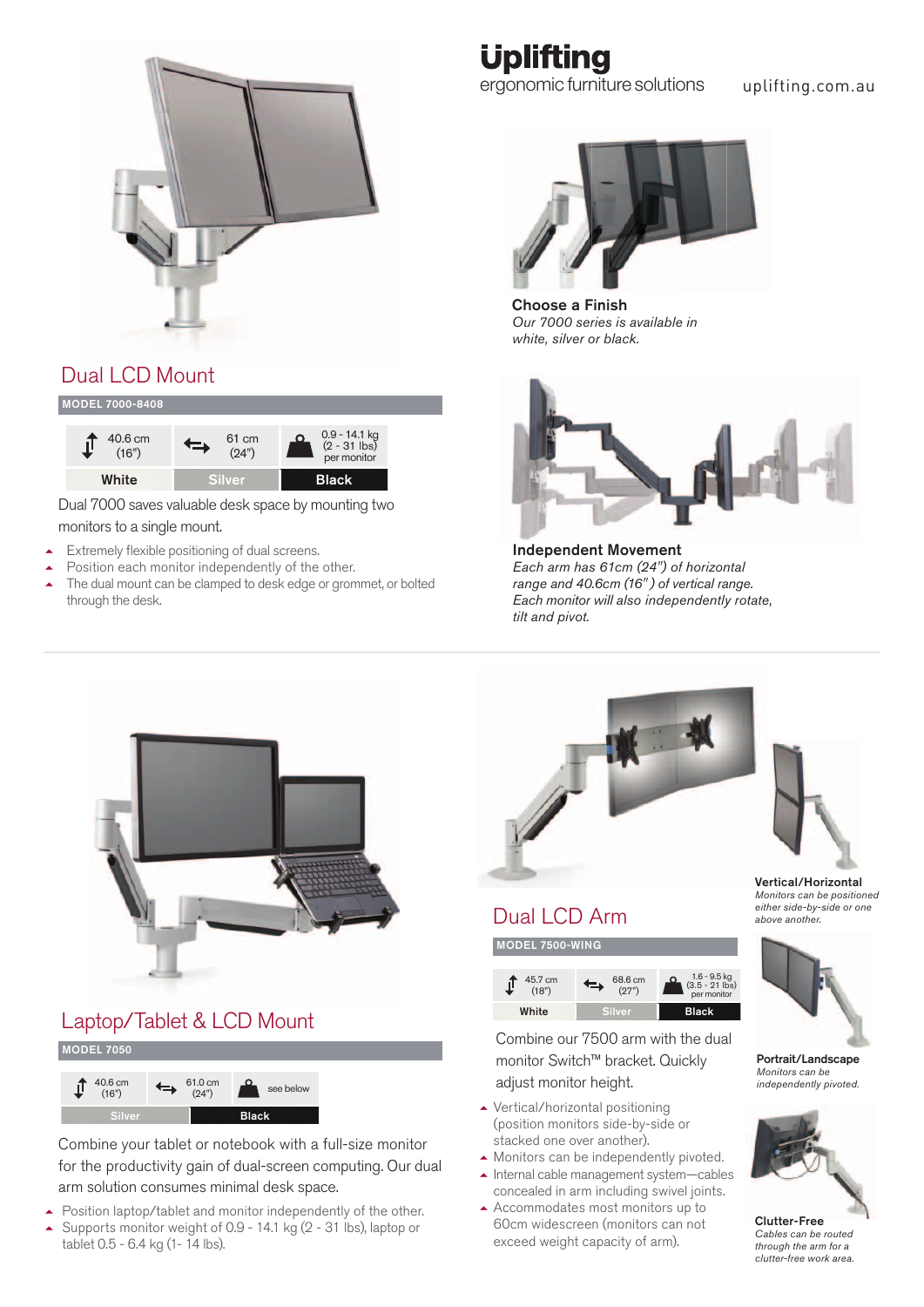# Uplifting

ergonomic furniture solutions

uplifting.com.au

## Dual LCD Mount

**MODEL 7000-8408**

| 40.6 cm (16") | 61 cm (24") | 0.9 - 14.1 kg (2 - 31 lbs) per monitor |
|---|---|---|
| White | Silver | Black |

Dual 7000 saves valuable desk space by mounting two monitors to a single mount.

- Extremely flexible positioning of dual screens.
- Position each monitor independently of the other.
- The dual mount can be clamped to desk edge or grommet, or bolted through the desk.

**Choose a Finish**
*Our 7000 series is available in white, silver or black.*

**Independent Movement**
*Each arm has 61cm (24") of horizontal range and 40.6cm (16") of vertical range. Each monitor will also independently rotate, tilt and pivot.*

## Laptop/Tablet & LCD Mount

**MODEL 7050**

| 40.6 cm (16") | 61.0 cm (24") | see below |
|---|---|---|
| Silver | Black | |

Combine your tablet or notebook with a full-size monitor for the productivity gain of dual-screen computing. Our dual arm solution consumes minimal desk space.

- Position laptop/tablet and monitor independently of the other.
- Supports monitor weight of 0.9 - 14.1 kg (2 - 31 lbs), laptop or tablet 0.5 - 6.4 kg (1- 14 lbs).

## Dual LCD Arm

**MODEL 7500-WING**

| 45.7 cm (18") | 68.6 cm (27") | 1.6 - 9.5 kg (3.5 - 21 lbs) per monitor |
|---|---|---|
| White | Silver | Black |

Combine our 7500 arm with the dual monitor Switch™ bracket. Quickly adjust monitor height.

- Vertical/horizontal positioning (position monitors side-by-side or stacked one over another).
- Monitors can be independently pivoted.
- Internal cable management system—cables concealed in arm including swivel joints.
- Accommodates most monitors up to 60cm widescreen (monitors can not exceed weight capacity of arm).

**Vertical/Horizontal**
*Monitors can be positioned either side-by-side or one above another.*

**Portrait/Landscape**
*Monitors can be independently pivoted.*

**Clutter-Free**
*Cables can be routed through the arm for a clutter-free work area.*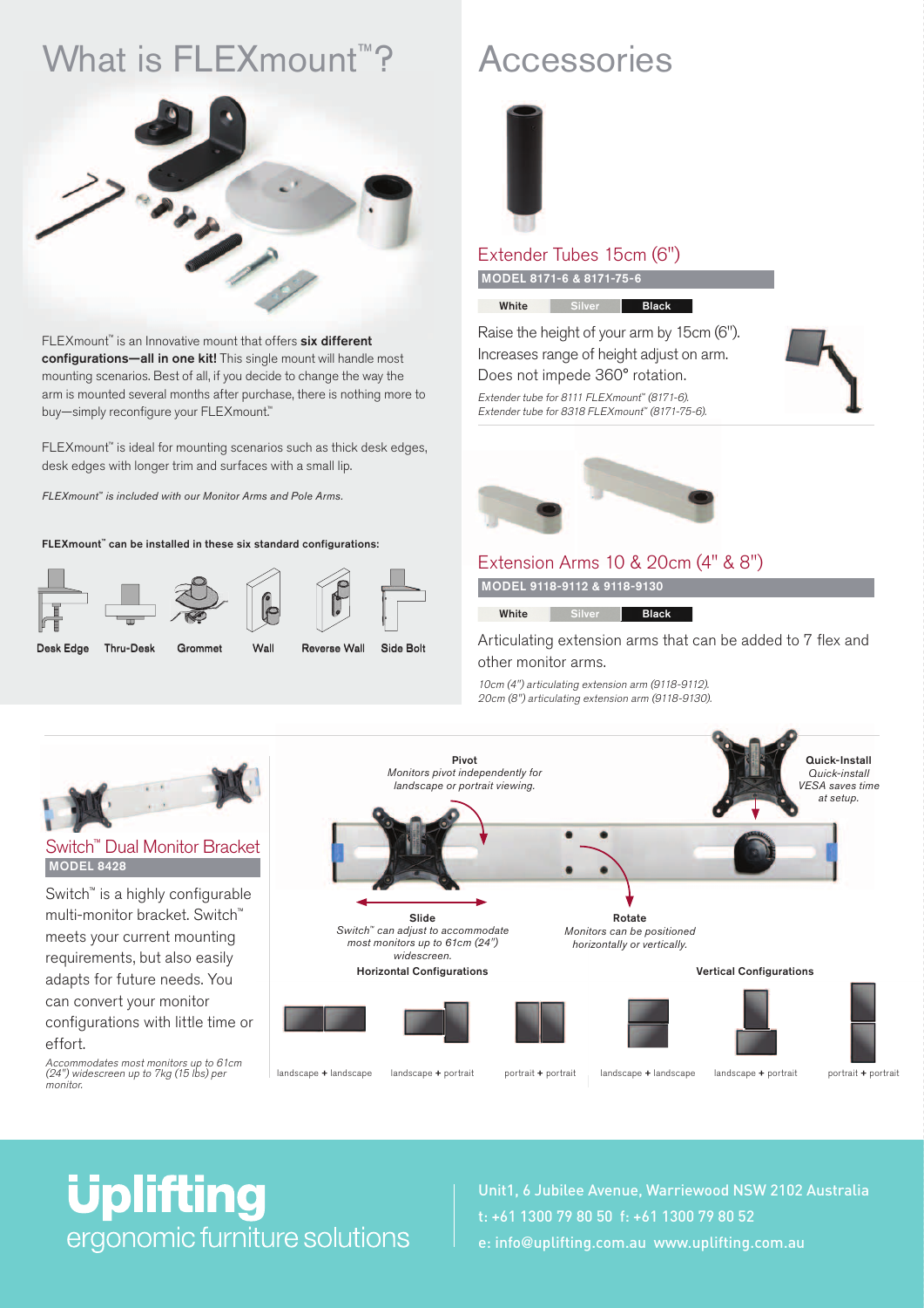# What is FLEXmount™?

FLEXmount™ is an Innovative mount that offers **six different configurations—all in one kit!** This single mount will handle most mounting scenarios. Best of all, if you decide to change the way the arm is mounted several months after purchase, there is nothing more to buy—simply reconfigure your FLEXmount.™

FLEXmount™ is ideal for mounting scenarios such as thick desk edges, desk edges with longer trim and surfaces with a small lip.

*FLEXmount™ is included with our Monitor Arms and Pole Arms.*

**FLEXmount™ can be installed in these six standard configurations:**

Desk Edge
Thru-Desk
Grommet
Wall
Reverse Wall
Side Bolt

# Accessories

## Extender Tubes 15cm (6")

**MODEL 8171-6 & 8171-75-6**

White | Silver | Black

Raise the height of your arm by 15cm (6"). Increases range of height adjust on arm. Does not impede 360° rotation.

*Extender tube for 8111 FLEXmount™ (8171-6).*
*Extender tube for 8318 FLEXmount™ (8171-75-6).*

## Extension Arms 10 & 20cm (4" & 8")

**MODEL 9118-9112 & 9118-9130**

White | Silver | Black

Articulating extension arms that can be added to 7 flex and other monitor arms.

*10cm (4") articulating extension arm (9118-9112).*
*20cm (8") articulating extension arm (9118-9130).*

## Switch™ Dual Monitor Bracket

**MODEL 8428**

Switch™ is a highly configurable multi-monitor bracket. Switch™ meets your current mounting requirements, but also easily adapts for future needs. You can convert your monitor configurations with little time or effort.

*Accommodates most monitors up to 61cm (24") widescreen up to 7kg (15 lbs) per monitor.*

**Pivot**
*Monitors pivot independently for landscape or portrait viewing.*

**Quick-Install**
*Quick-install VESA saves time at setup.*

**Slide**
*Switch™ can adjust to accommodate most monitors up to 61cm (24") widescreen.*

**Rotate**
*Monitors can be positioned horizontally or vertically.*

**Horizontal Configurations**

landscape + landscape
landscape + portrait
portrait + portrait

**Vertical Configurations**

landscape + landscape
landscape + portrait
portrait + portrait

**Uplifting**
ergonomic furniture solutions

Unit1, 6 Jubilee Avenue, Warriewood NSW 2102 Australia
t: +61 1300 79 80 50 f: +61 1300 79 80 52
e: info@uplifting.com.au www.uplifting.com.au